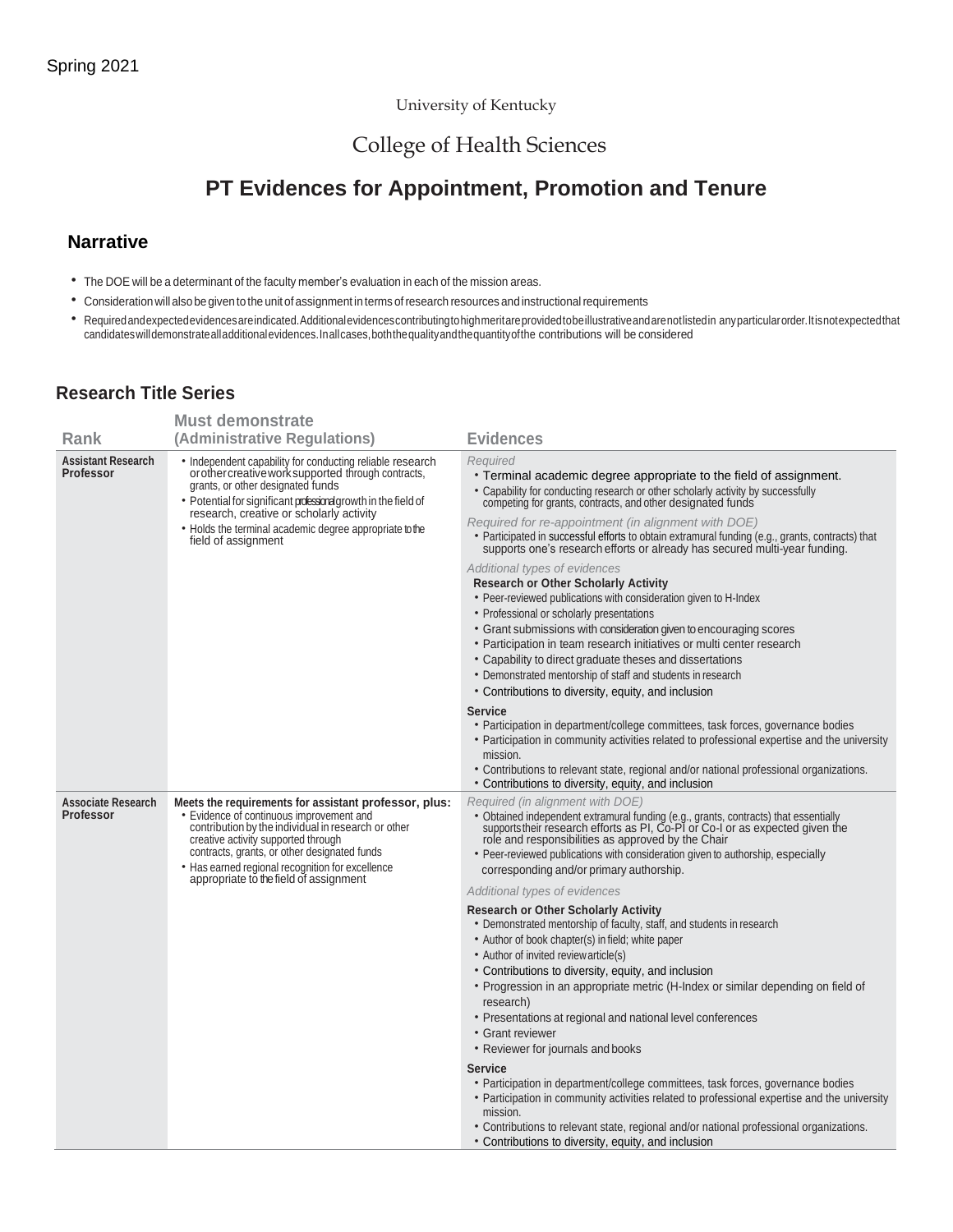Spring 2021

University of Kentucky

College of Health Sciences

# PT Evidences for Appointment, Promotion and Tenure

## Narrative

- The DOE will be a determinant of the faculty member's evaluation in each of the mission areas.
- Consideration will also be given to the unit of assignment in terms of research resources and instructional requirements
- Required and expected evidences are indicated. Additional evidences contributing to high merit are provided to be illustrative and are not listed in any particular order. It is not expected that candidates will demonstrate all additional evidences. In all cases, both the quality and the quantity of the contributions will be considered

## Research Title Series

| Rank | Must demonstrate (Administrative Regulations) | Evidences |
|---|---|---|
| **Assistant Research Professor** | • Independent capability for conducting reliable research or other creative work supported through contracts, grants, or other designated funds<br>• Potential for significant professional growth in the field of research, creative or scholarly activity<br>• Holds the terminal academic degree appropriate to the field of assignment | *Required*<br>• Terminal academic degree appropriate to the field of assignment.<br>• Capability for conducting research or other scholarly activity by successfully competing for grants, contracts, and other designated funds<br><br>*Required for re-appointment (in alignment with DOE)*<br>• Participated in successful efforts to obtain extramural funding (e.g., grants, contracts) that supports one's research efforts or already has secured multi-year funding.<br><br>*Additional types of evidences*<br>**Research or Other Scholarly Activity**<br>• Peer-reviewed publications with consideration given to H-Index<br>• Professional or scholarly presentations<br>• Grant submissions with consideration given to encouraging scores<br>• Participation in team research initiatives or multi center research<br>• Capability to direct graduate theses and dissertations<br>• Demonstrated mentorship of staff and students in research<br>• Contributions to diversity, equity, and inclusion<br><br>**Service**<br>• Participation in department/college committees, task forces, governance bodies<br>• Participation in community activities related to professional expertise and the university mission.<br>• Contributions to relevant state, regional and/or national professional organizations.<br>• Contributions to diversity, equity, and inclusion |
| **Associate Research Professor** | **Meets the requirements for assistant professor, plus:**<br>• Evidence of continuous improvement and contribution by the individual in research or other creative activity supported through contracts, grants, or other designated funds<br>• Has earned regional recognition for excellence appropriate to the field of assignment | *Required (in alignment with DOE)*<br>• Obtained independent extramural funding (e.g., grants, contracts) that essentially supports their research efforts as PI, Co-PI or Co-I or as expected given the role and responsibilities as approved by the Chair<br>• Peer-reviewed publications with consideration given to authorship, especially corresponding and/or primary authorship.<br><br>*Additional types of evidences*<br>**Research or Other Scholarly Activity**<br>• Demonstrated mentorship of faculty, staff, and students in research<br>• Author of book chapter(s) in field; white paper<br>• Author of invited review article(s)<br>• Contributions to diversity, equity, and inclusion<br>• Progression in an appropriate metric (H-Index or similar depending on field of research)<br>• Presentations at regional and national level conferences<br>• Grant reviewer<br>• Reviewer for journals and books<br><br>**Service**<br>• Participation in department/college committees, task forces, governance bodies<br>• Participation in community activities related to professional expertise and the university mission.<br>• Contributions to relevant state, regional and/or national professional organizations.<br>• Contributions to diversity, equity, and inclusion |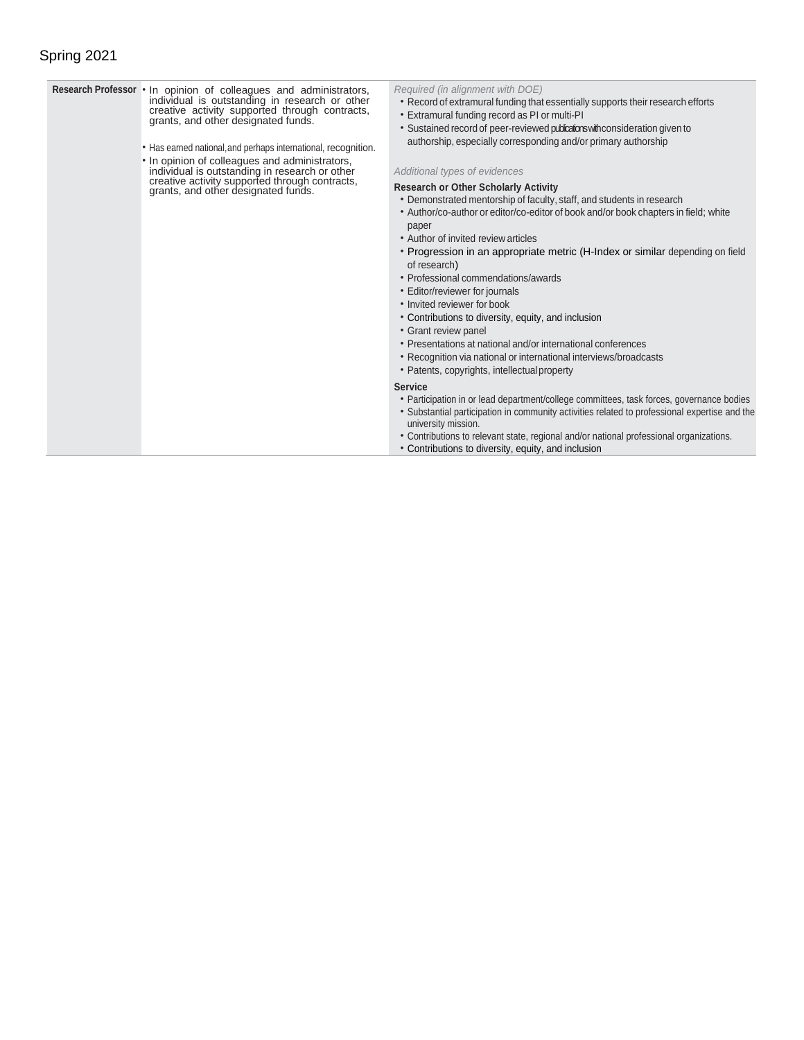Spring 2021

| | | |
|---|---|---|
| **Research Professor** | • In opinion of colleagues and administrators, individual is outstanding in research or other creative activity supported through contracts, grants, and other designated funds.<br><br>• Has earned national, and perhaps international, recognition.<br>• In opinion of colleagues and administrators, individual is outstanding in research or other creative activity supported through contracts, grants, and other designated funds. | *Required (in alignment with DOE)*<br>• Record of extramural funding that essentially supports their research efforts<br>• Extramural funding record as PI or multi-PI<br>• Sustained record of peer-reviewed publications with consideration given to authorship, especially corresponding and/or primary authorship<br><br>*Additional types of evidences*<br>**Research or Other Scholarly Activity**<br>• Demonstrated mentorship of faculty, staff, and students in research<br>• Author/co-author or editor/co-editor of book and/or book chapters in field; white paper<br>• Author of invited review articles<br>• Progression in an appropriate metric (H-Index or similar depending on field of research)<br>• Professional commendations/awards<br>• Editor/reviewer for journals<br>• Invited reviewer for book<br>• Contributions to diversity, equity, and inclusion<br>• Grant review panel<br>• Presentations at national and/or international conferences<br>• Recognition via national or international interviews/broadcasts<br>• Patents, copyrights, intellectual property<br><br>**Service**<br>• Participation in or lead department/college committees, task forces, governance bodies<br>• Substantial participation in community activities related to professional expertise and the university mission.<br>• Contributions to relevant state, regional and/or national professional organizations.<br>• Contributions to diversity, equity, and inclusion |